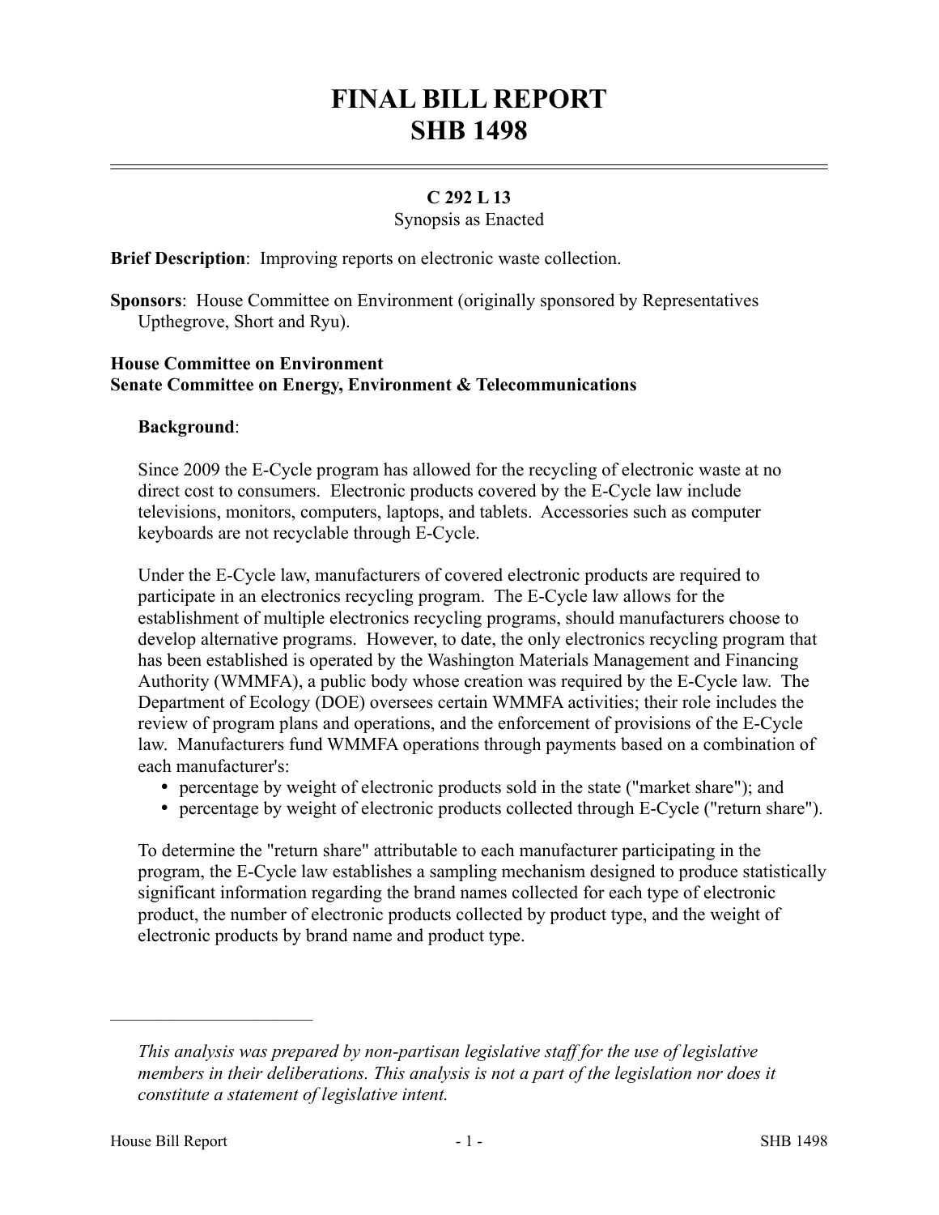# FINAL BILL REPORT
# SHB 1498

**C 292 L 13**

Synopsis as Enacted

**Brief Description**: Improving reports on electronic waste collection.

**Sponsors**: House Committee on Environment (originally sponsored by Representatives Upthegrove, Short and Ryu).

**House Committee on Environment**
**Senate Committee on Energy, Environment & Telecommunications**

**Background**:

Since 2009 the E-Cycle program has allowed for the recycling of electronic waste at no direct cost to consumers. Electronic products covered by the E-Cycle law include televisions, monitors, computers, laptops, and tablets. Accessories such as computer keyboards are not recyclable through E-Cycle.

Under the E-Cycle law, manufacturers of covered electronic products are required to participate in an electronics recycling program. The E-Cycle law allows for the establishment of multiple electronics recycling programs, should manufacturers choose to develop alternative programs. However, to date, the only electronics recycling program that has been established is operated by the Washington Materials Management and Financing Authority (WMMFA), a public body whose creation was required by the E-Cycle law. The Department of Ecology (DOE) oversees certain WMMFA activities; their role includes the review of program plans and operations, and the enforcement of provisions of the E-Cycle law. Manufacturers fund WMMFA operations through payments based on a combination of each manufacturer's:

- percentage by weight of electronic products sold in the state ("market share"); and
- percentage by weight of electronic products collected through E-Cycle ("return share").

To determine the "return share" attributable to each manufacturer participating in the program, the E-Cycle law establishes a sampling mechanism designed to produce statistically significant information regarding the brand names collected for each type of electronic product, the number of electronic products collected by product type, and the weight of electronic products by brand name and product type.

---

*This analysis was prepared by non-partisan legislative staff for the use of legislative members in their deliberations. This analysis is not a part of the legislation nor does it constitute a statement of legislative intent.*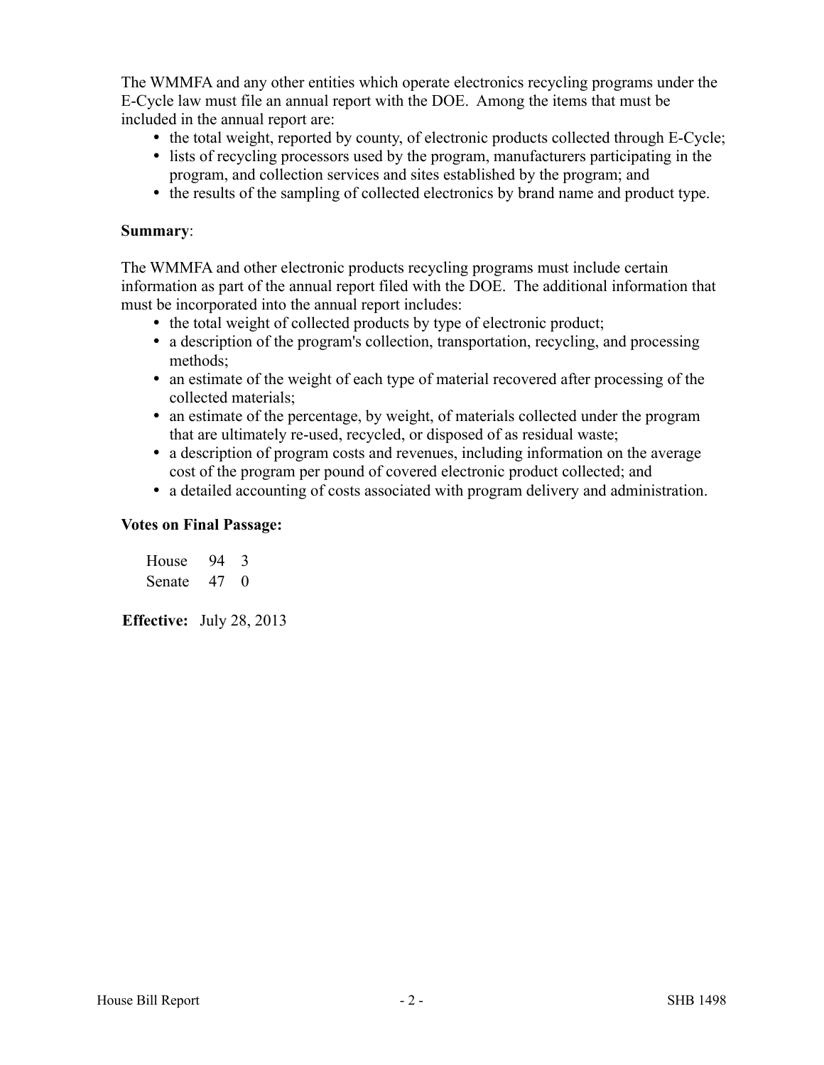The WMMFA and any other entities which operate electronics recycling programs under the E-Cycle law must file an annual report with the DOE. Among the items that must be included in the annual report are:

- the total weight, reported by county, of electronic products collected through E-Cycle;
- lists of recycling processors used by the program, manufacturers participating in the program, and collection services and sites established by the program; and
- the results of the sampling of collected electronics by brand name and product type.

**Summary**:

The WMMFA and other electronic products recycling programs must include certain information as part of the annual report filed with the DOE. The additional information that must be incorporated into the annual report includes:

- the total weight of collected products by type of electronic product;
- a description of the program's collection, transportation, recycling, and processing methods;
- an estimate of the weight of each type of material recovered after processing of the collected materials;
- an estimate of the percentage, by weight, of materials collected under the program that are ultimately re-used, recycled, or disposed of as residual waste;
- a description of program costs and revenues, including information on the average cost of the program per pound of covered electronic product collected; and
- a detailed accounting of costs associated with program delivery and administration.

**Votes on Final Passage:**

| | | |
|---|---|---|
| House | 94 | 3 |
| Senate | 47 | 0 |

**Effective:** July 28, 2013